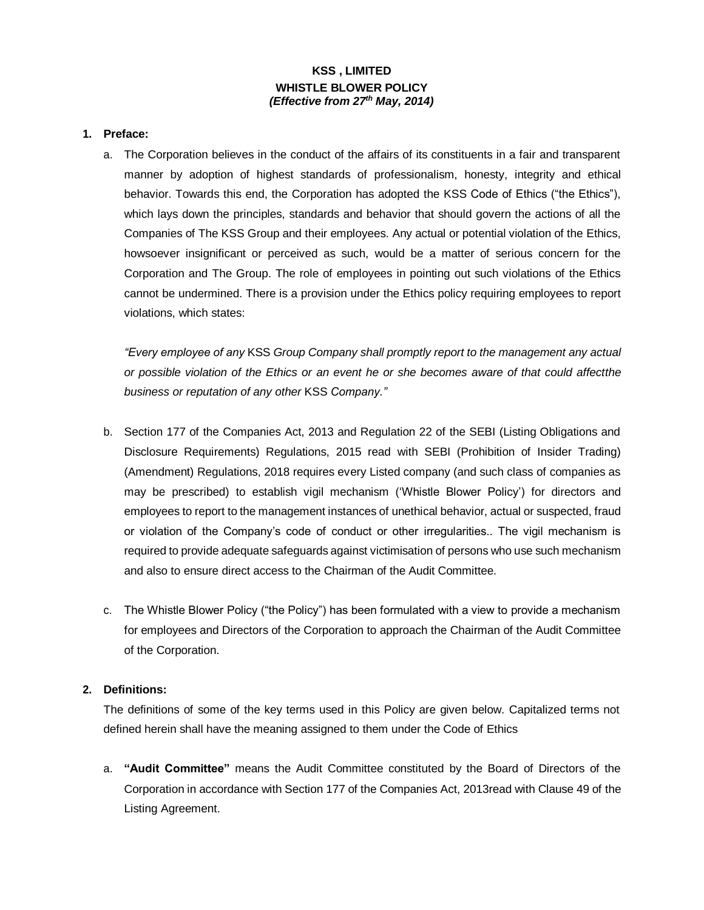# KSS , LIMITED

## WHISTLE BLOWER POLICY

***(Effective from 27th May, 2014)***

## 1. Preface:

a. The Corporation believes in the conduct of the affairs of its constituents in a fair and transparent manner by adoption of highest standards of professionalism, honesty, integrity and ethical behavior. Towards this end, the Corporation has adopted the KSS Code of Ethics ("the Ethics"), which lays down the principles, standards and behavior that should govern the actions of all the Companies of The KSS Group and their employees. Any actual or potential violation of the Ethics, howsoever insignificant or perceived as such, would be a matter of serious concern for the Corporation and The Group. The role of employees in pointing out such violations of the Ethics cannot be undermined. There is a provision under the Ethics policy requiring employees to report violations, which states:

*"Every employee of any* KSS *Group Company shall promptly report to the management any actual or possible violation of the Ethics or an event he or she becomes aware of that could affectthe business or reputation of any other* KSS *Company."*

b. Section 177 of the Companies Act, 2013 and Regulation 22 of the SEBI (Listing Obligations and Disclosure Requirements) Regulations, 2015 read with SEBI (Prohibition of Insider Trading) (Amendment) Regulations, 2018 requires every Listed company (and such class of companies as may be prescribed) to establish vigil mechanism ('Whistle Blower Policy') for directors and employees to report to the management instances of unethical behavior, actual or suspected, fraud or violation of the Company's code of conduct or other irregularities.. The vigil mechanism is required to provide adequate safeguards against victimisation of persons who use such mechanism and also to ensure direct access to the Chairman of the Audit Committee.

c. The Whistle Blower Policy ("the Policy") has been formulated with a view to provide a mechanism for employees and Directors of the Corporation to approach the Chairman of the Audit Committee of the Corporation.

## 2. Definitions:

The definitions of some of the key terms used in this Policy are given below. Capitalized terms not defined herein shall have the meaning assigned to them under the Code of Ethics

a. **"Audit Committee"** means the Audit Committee constituted by the Board of Directors of the Corporation in accordance with Section 177 of the Companies Act, 2013read with Clause 49 of the Listing Agreement.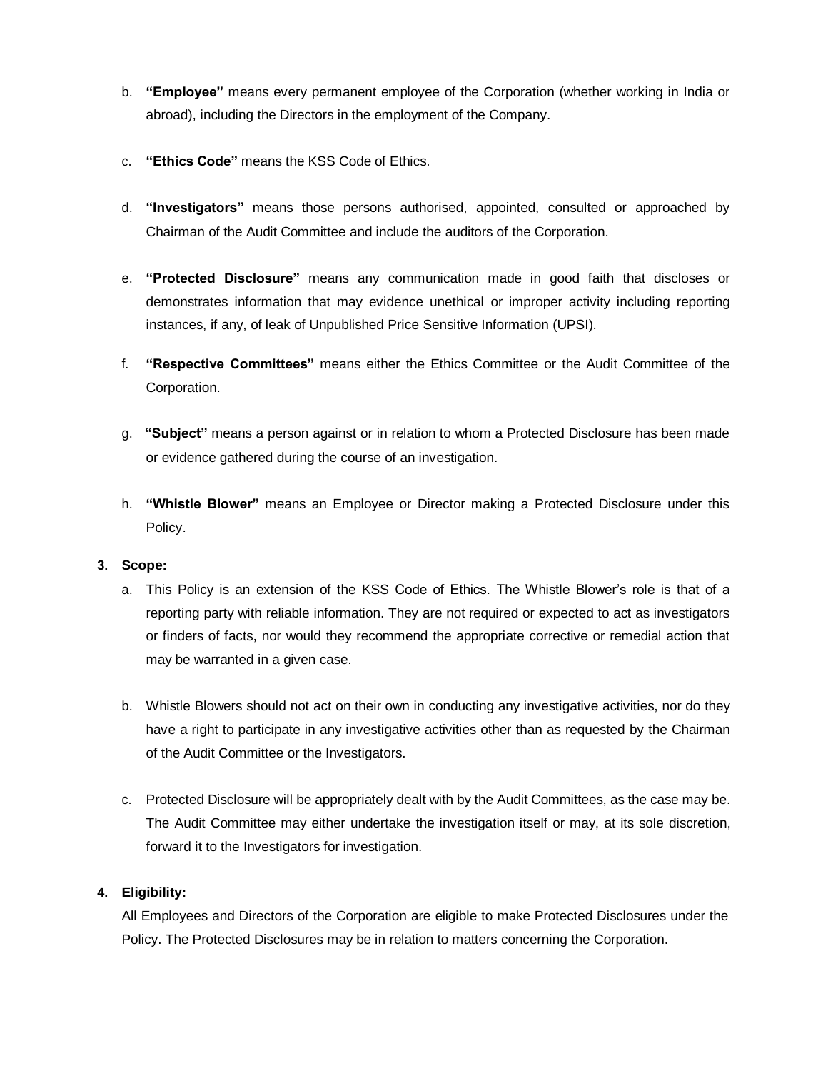b. **"Employee"** means every permanent employee of the Corporation (whether working in India or abroad), including the Directors in the employment of the Company.

c. **"Ethics Code"** means the KSS Code of Ethics.

d. **"Investigators"** means those persons authorised, appointed, consulted or approached by Chairman of the Audit Committee and include the auditors of the Corporation.

e. **"Protected Disclosure"** means any communication made in good faith that discloses or demonstrates information that may evidence unethical or improper activity including reporting instances, if any, of leak of Unpublished Price Sensitive Information (UPSI).

f. **"Respective Committees"** means either the Ethics Committee or the Audit Committee of the Corporation.

g. **"Subject"** means a person against or in relation to whom a Protected Disclosure has been made or evidence gathered during the course of an investigation.

h. **"Whistle Blower"** means an Employee or Director making a Protected Disclosure under this Policy.

**3. Scope:**

a. This Policy is an extension of the KSS Code of Ethics. The Whistle Blower's role is that of a reporting party with reliable information. They are not required or expected to act as investigators or finders of facts, nor would they recommend the appropriate corrective or remedial action that may be warranted in a given case.

b. Whistle Blowers should not act on their own in conducting any investigative activities, nor do they have a right to participate in any investigative activities other than as requested by the Chairman of the Audit Committee or the Investigators.

c. Protected Disclosure will be appropriately dealt with by the Audit Committees, as the case may be. The Audit Committee may either undertake the investigation itself or may, at its sole discretion, forward it to the Investigators for investigation.

**4. Eligibility:**

All Employees and Directors of the Corporation are eligible to make Protected Disclosures under the Policy. The Protected Disclosures may be in relation to matters concerning the Corporation.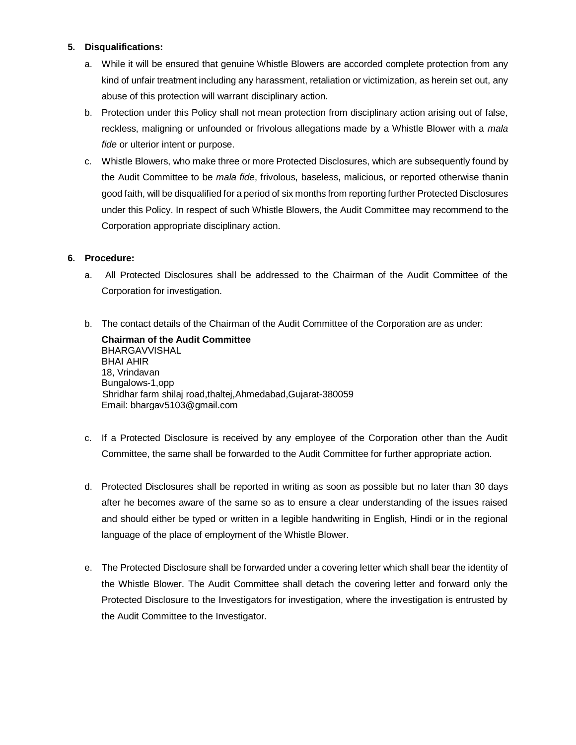5. **Disqualifications:**

   a. While it will be ensured that genuine Whistle Blowers are accorded complete protection from any kind of unfair treatment including any harassment, retaliation or victimization, as herein set out, any abuse of this protection will warrant disciplinary action.

   b. Protection under this Policy shall not mean protection from disciplinary action arising out of false, reckless, maligning or unfounded or frivolous allegations made by a Whistle Blower with a *mala fide* or ulterior intent or purpose.

   c. Whistle Blowers, who make three or more Protected Disclosures, which are subsequently found by the Audit Committee to be *mala fide*, frivolous, baseless, malicious, or reported otherwise thanin good faith, will be disqualified for a period of six months from reporting further Protected Disclosures under this Policy. In respect of such Whistle Blowers, the Audit Committee may recommend to the Corporation appropriate disciplinary action.

6. **Procedure:**

   a. All Protected Disclosures shall be addressed to the Chairman of the Audit Committee of the Corporation for investigation.

   b. The contact details of the Chairman of the Audit Committee of the Corporation are as under:

      **Chairman of the Audit Committee**
      BHARGAVVISHAL
      BHAI AHIR
      18, Vrindavan
      Bungalows-1,opp
      Shridhar farm shilaj road,thaltej,Ahmedabad,Gujarat-380059
      Email: bhargav5103@gmail.com

   c. If a Protected Disclosure is received by any employee of the Corporation other than the Audit Committee, the same shall be forwarded to the Audit Committee for further appropriate action.

   d. Protected Disclosures shall be reported in writing as soon as possible but no later than 30 days after he becomes aware of the same so as to ensure a clear understanding of the issues raised and should either be typed or written in a legible handwriting in English, Hindi or in the regional language of the place of employment of the Whistle Blower.

   e. The Protected Disclosure shall be forwarded under a covering letter which shall bear the identity of the Whistle Blower. The Audit Committee shall detach the covering letter and forward only the Protected Disclosure to the Investigators for investigation, where the investigation is entrusted by the Audit Committee to the Investigator.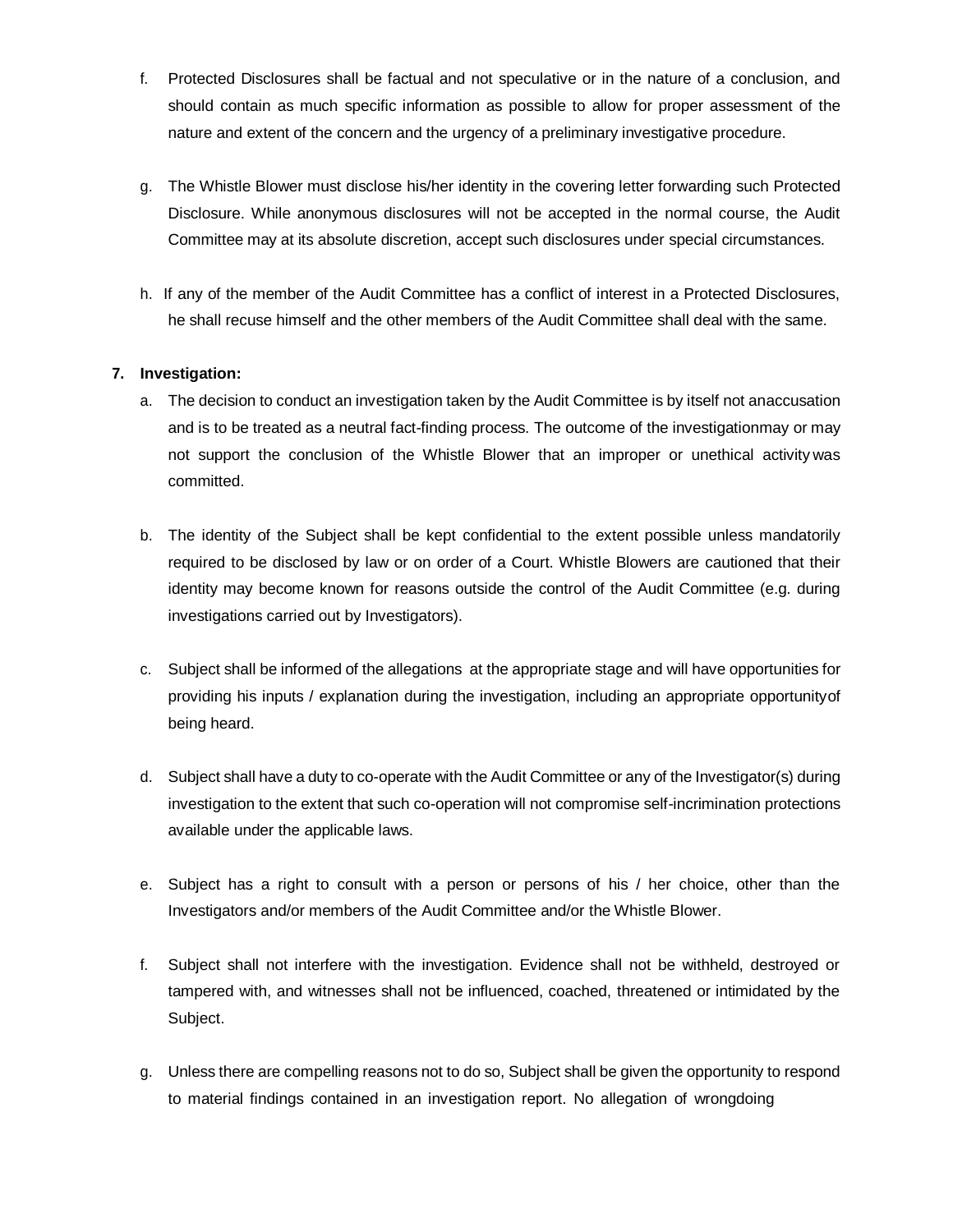f. Protected Disclosures shall be factual and not speculative or in the nature of a conclusion, and should contain as much specific information as possible to allow for proper assessment of the nature and extent of the concern and the urgency of a preliminary investigative procedure.

g. The Whistle Blower must disclose his/her identity in the covering letter forwarding such Protected Disclosure. While anonymous disclosures will not be accepted in the normal course, the Audit Committee may at its absolute discretion, accept such disclosures under special circumstances.

h. If any of the member of the Audit Committee has a conflict of interest in a Protected Disclosures, he shall recuse himself and the other members of the Audit Committee shall deal with the same.

**7. Investigation:**

a. The decision to conduct an investigation taken by the Audit Committee is by itself not anaccusation and is to be treated as a neutral fact-finding process. The outcome of the investigationmay or may not support the conclusion of the Whistle Blower that an improper or unethical activity was committed.

b. The identity of the Subject shall be kept confidential to the extent possible unless mandatorily required to be disclosed by law or on order of a Court. Whistle Blowers are cautioned that their identity may become known for reasons outside the control of the Audit Committee (e.g. during investigations carried out by Investigators).

c. Subject shall be informed of the allegations at the appropriate stage and will have opportunities for providing his inputs / explanation during the investigation, including an appropriate opportunityof being heard.

d. Subject shall have a duty to co-operate with the Audit Committee or any of the Investigator(s) during investigation to the extent that such co-operation will not compromise self-incrimination protections available under the applicable laws.

e. Subject has a right to consult with a person or persons of his / her choice, other than the Investigators and/or members of the Audit Committee and/or the Whistle Blower.

f. Subject shall not interfere with the investigation. Evidence shall not be withheld, destroyed or tampered with, and witnesses shall not be influenced, coached, threatened or intimidated by the Subject.

g. Unless there are compelling reasons not to do so, Subject shall be given the opportunity to respond to material findings contained in an investigation report. No allegation of wrongdoing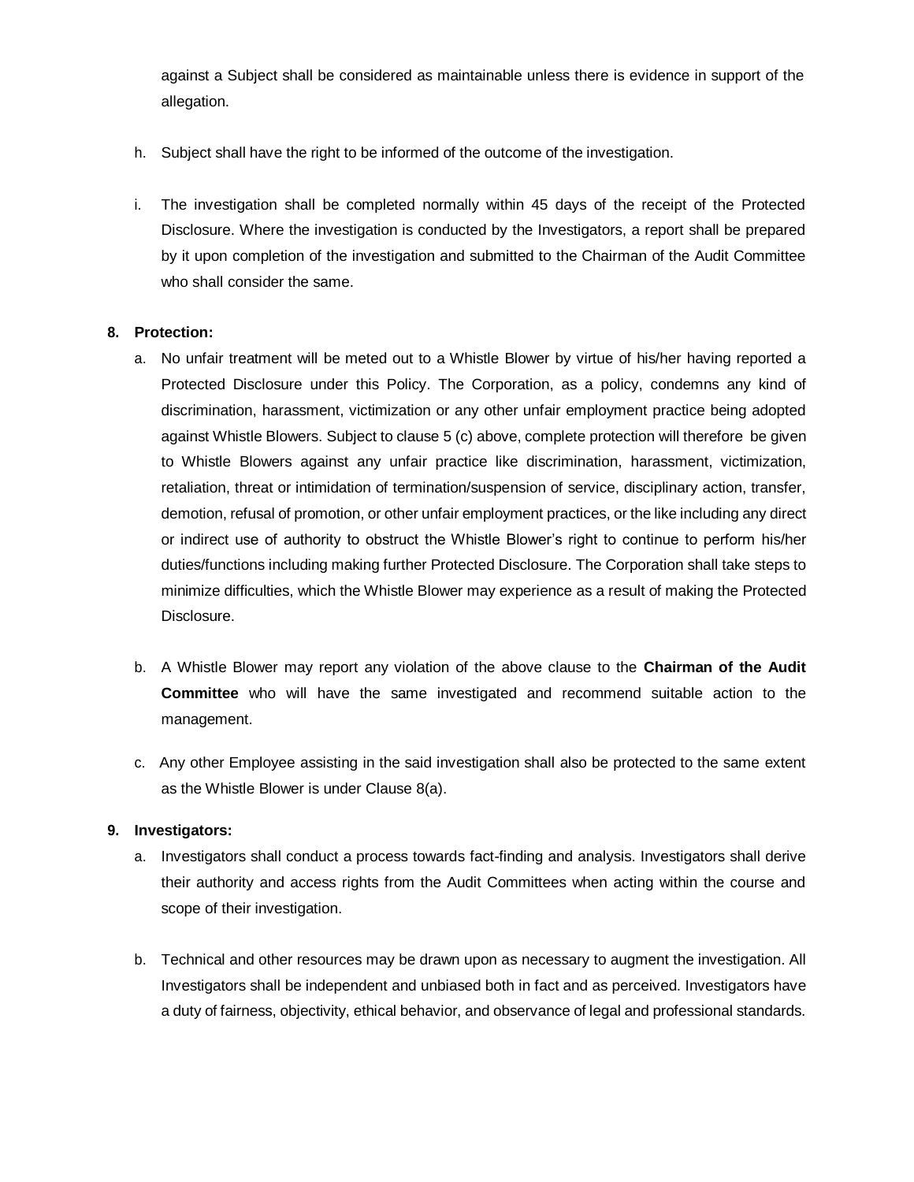against a Subject shall be considered as maintainable unless there is evidence in support of the allegation.

h. Subject shall have the right to be informed of the outcome of the investigation.

i. The investigation shall be completed normally within 45 days of the receipt of the Protected Disclosure. Where the investigation is conducted by the Investigators, a report shall be prepared by it upon completion of the investigation and submitted to the Chairman of the Audit Committee who shall consider the same.

**8. Protection:**

a. No unfair treatment will be meted out to a Whistle Blower by virtue of his/her having reported a Protected Disclosure under this Policy. The Corporation, as a policy, condemns any kind of discrimination, harassment, victimization or any other unfair employment practice being adopted against Whistle Blowers. Subject to clause 5 (c) above, complete protection will therefore be given to Whistle Blowers against any unfair practice like discrimination, harassment, victimization, retaliation, threat or intimidation of termination/suspension of service, disciplinary action, transfer, demotion, refusal of promotion, or other unfair employment practices, or the like including any direct or indirect use of authority to obstruct the Whistle Blower's right to continue to perform his/her duties/functions including making further Protected Disclosure. The Corporation shall take steps to minimize difficulties, which the Whistle Blower may experience as a result of making the Protected Disclosure.

b. A Whistle Blower may report any violation of the above clause to the **Chairman of the Audit Committee** who will have the same investigated and recommend suitable action to the management.

c. Any other Employee assisting in the said investigation shall also be protected to the same extent as the Whistle Blower is under Clause 8(a).

**9. Investigators:**

a. Investigators shall conduct a process towards fact-finding and analysis. Investigators shall derive their authority and access rights from the Audit Committees when acting within the course and scope of their investigation.

b. Technical and other resources may be drawn upon as necessary to augment the investigation. All Investigators shall be independent and unbiased both in fact and as perceived. Investigators have a duty of fairness, objectivity, ethical behavior, and observance of legal and professional standards.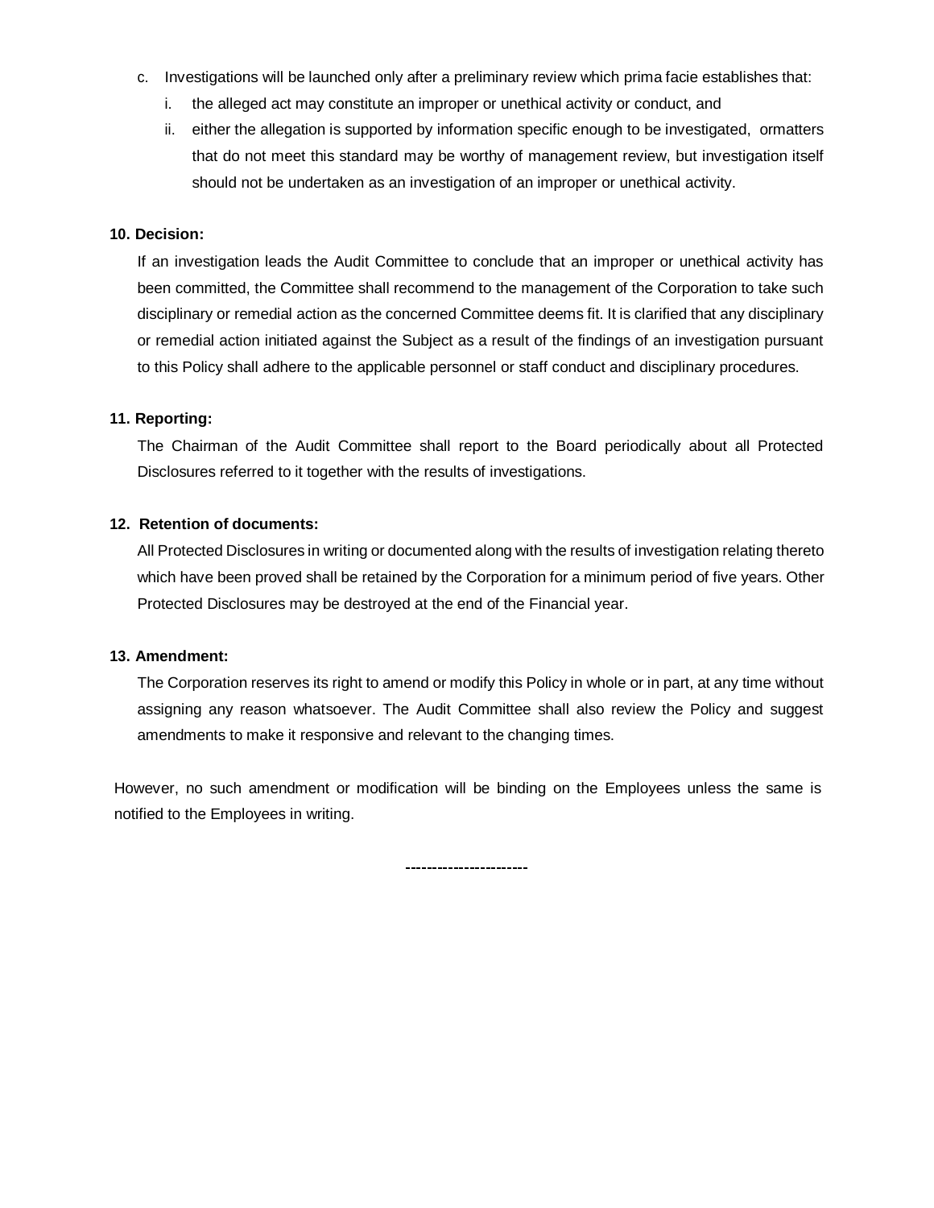c. Investigations will be launched only after a preliminary review which prima facie establishes that:
   i. the alleged act may constitute an improper or unethical activity or conduct, and
   ii. either the allegation is supported by information specific enough to be investigated, ormatters that do not meet this standard may be worthy of management review, but investigation itself should not be undertaken as an investigation of an improper or unethical activity.

**10. Decision:**

If an investigation leads the Audit Committee to conclude that an improper or unethical activity has been committed, the Committee shall recommend to the management of the Corporation to take such disciplinary or remedial action as the concerned Committee deems fit. It is clarified that any disciplinary or remedial action initiated against the Subject as a result of the findings of an investigation pursuant to this Policy shall adhere to the applicable personnel or staff conduct and disciplinary procedures.

**11. Reporting:**

The Chairman of the Audit Committee shall report to the Board periodically about all Protected Disclosures referred to it together with the results of investigations.

**12. Retention of documents:**

All Protected Disclosures in writing or documented along with the results of investigation relating thereto which have been proved shall be retained by the Corporation for a minimum period of five years. Other Protected Disclosures may be destroyed at the end of the Financial year.

**13. Amendment:**

The Corporation reserves its right to amend or modify this Policy in whole or in part, at any time without assigning any reason whatsoever. The Audit Committee shall also review the Policy and suggest amendments to make it responsive and relevant to the changing times.

However, no such amendment or modification will be binding on the Employees unless the same is notified to the Employees in writing.

----------------------